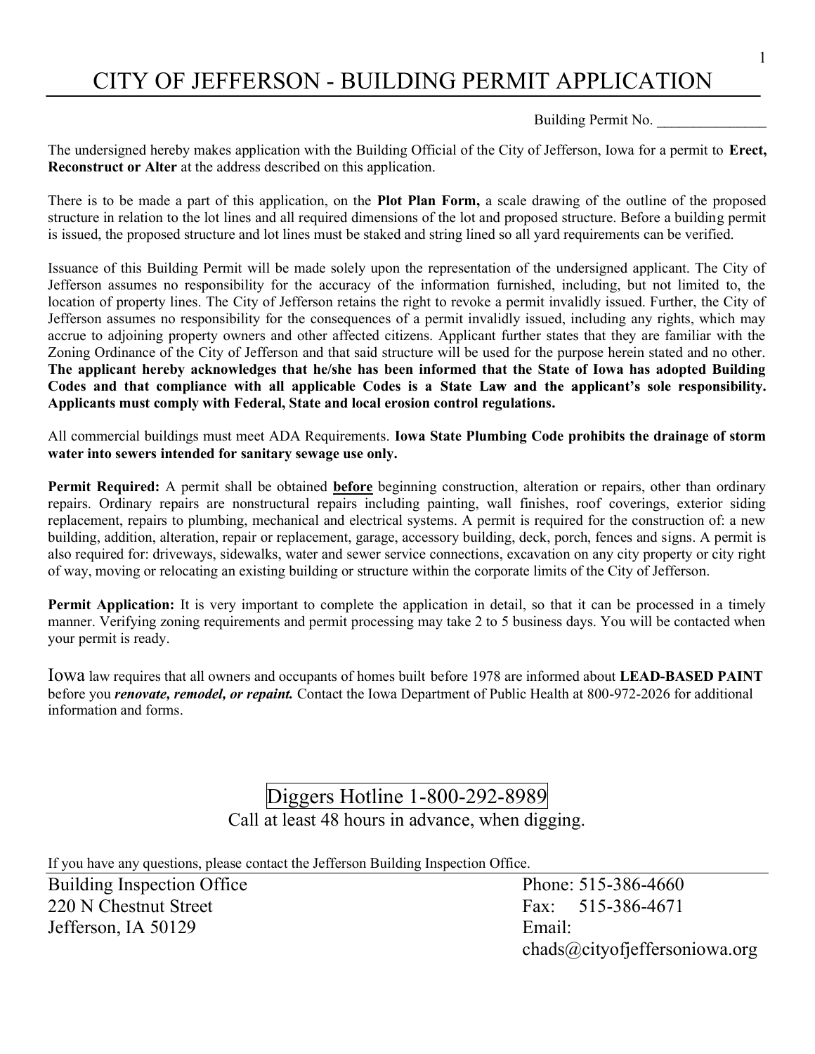# CITY OF JEFFERSON - BUILDING PERMIT APPLICATION

Building Permit No. _______________

The undersigned hereby makes application with the Building Official of the City of Jefferson, Iowa for a permit to **Erect, Reconstruct or Alter** at the address described on this application.

There is to be made a part of this application, on the **Plot Plan Form,** a scale drawing of the outline of the proposed structure in relation to the lot lines and all required dimensions of the lot and proposed structure. Before a building permit is issued, the proposed structure and lot lines must be staked and string lined so all yard requirements can be verified.

Issuance of this Building Permit will be made solely upon the representation of the undersigned applicant. The City of Jefferson assumes no responsibility for the accuracy of the information furnished, including, but not limited to, the location of property lines. The City of Jefferson retains the right to revoke a permit invalidly issued. Further, the City of Jefferson assumes no responsibility for the consequences of a permit invalidly issued, including any rights, which may accrue to adjoining property owners and other affected citizens. Applicant further states that they are familiar with the Zoning Ordinance of the City of Jefferson and that said structure will be used for the purpose herein stated and no other. **The applicant hereby acknowledges that he/she has been informed that the State of Iowa has adopted Building Codes and that compliance with all applicable Codes is a State Law and the applicant's sole responsibility. Applicants must comply with Federal, State and local erosion control regulations.**

All commercial buildings must meet ADA Requirements. **Iowa State Plumbing Code prohibits the drainage of storm water into sewers intended for sanitary sewage use only.**

**Permit Required:** A permit shall be obtained **before** beginning construction, alteration or repairs, other than ordinary repairs. Ordinary repairs are nonstructural repairs including painting, wall finishes, roof coverings, exterior siding replacement, repairs to plumbing, mechanical and electrical systems. A permit is required for the construction of: a new building, addition, alteration, repair or replacement, garage, accessory building, deck, porch, fences and signs. A permit is also required for: driveways, sidewalks, water and sewer service connections, excavation on any city property or city right of way, moving or relocating an existing building or structure within the corporate limits of the City of Jefferson.

**Permit Application:** It is very important to complete the application in detail, so that it can be processed in a timely manner. Verifying zoning requirements and permit processing may take 2 to 5 business days. You will be contacted when your permit is ready.

Iowa law requires that all owners and occupants of homes built before 1978 are informed about **LEAD-BASED PAINT** before you ***renovate, remodel, or repaint.*** Contact the Iowa Department of Public Health at 800-972-2026 for additional information and forms.

Diggers Hotline 1-800-292-8989

Call at least 48 hours in advance, when digging.

If you have any questions, please contact the Jefferson Building Inspection Office.

Building Inspection Office
220 N Chestnut Street
Jefferson, IA 50129

Phone: 515-386-4660
Fax: 515-386-4671
Email: chads@cityofjeffersoniowa.org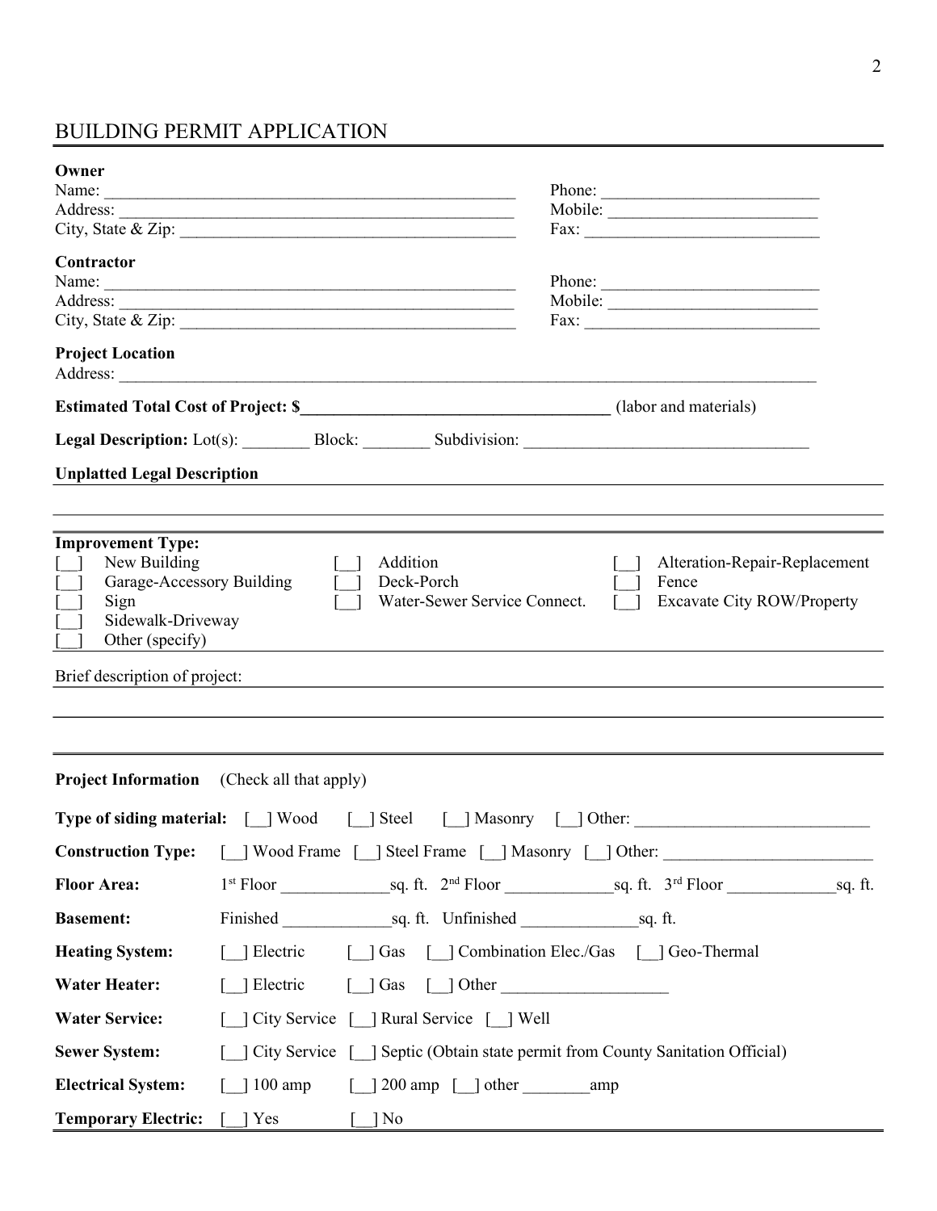# BUILDING PERMIT APPLICATION

**Owner**

Name: ____________________________________________ Phone: ________________________

Address: __________________________________________ Mobile: ________________________

City, State & Zip: ____________________________________ Fax: ___________________________

**Contractor**

Name: ____________________________________________ Phone: ________________________

Address: __________________________________________ Mobile: ________________________

City, State & Zip: ____________________________________ Fax: ___________________________

**Project Location**

Address: ______________________________________________________________________________

**Estimated Total Cost of Project: $**________________________________ (labor and materials)

**Legal Description:** Lot(s): ________ Block: ________ Subdivision: ______________________________

**Unplatted Legal Description**

______________________________________________________________________________

______________________________________________________________________________

**Improvement Type:**

- [__] New Building
- [__] Addition
- [__] Alteration-Repair-Replacement
- [__] Garage-Accessory Building
- [__] Deck-Porch
- [__] Fence
- [__] Sign
- [__] Water-Sewer Service Connect.
- [__] Excavate City ROW/Property
- [__] Sidewalk-Driveway
- [__] Other (specify)

Brief description of project: ______________________________________________________________

______________________________________________________________________________

______________________________________________________________________________

**Project Information** (Check all that apply)

**Type of siding material:** [__] Wood [__] Steel [__] Masonry [__] Other: ___________________________

**Construction Type:** [__] Wood Frame [__] Steel Frame [__] Masonry [__] Other: ________________________

**Floor Area:** 1st Floor ____________sq. ft. 2nd Floor ____________sq. ft. 3rd Floor ____________sq. ft.

**Basement:** Finished ____________sq. ft. Unfinished _____________sq. ft.

**Heating System:** [__] Electric [__] Gas [__] Combination Elec./Gas [__] Geo-Thermal

**Water Heater:** [__] Electric [__] Gas [__] Other ___________________

**Water Service:** [__] City Service [__] Rural Service [__] Well

**Sewer System:** [__] City Service [__] Septic (Obtain state permit from County Sanitation Official)

**Electrical System:** [__] 100 amp [__] 200 amp [__] other ________amp

**Temporary Electric:** [__] Yes [__] No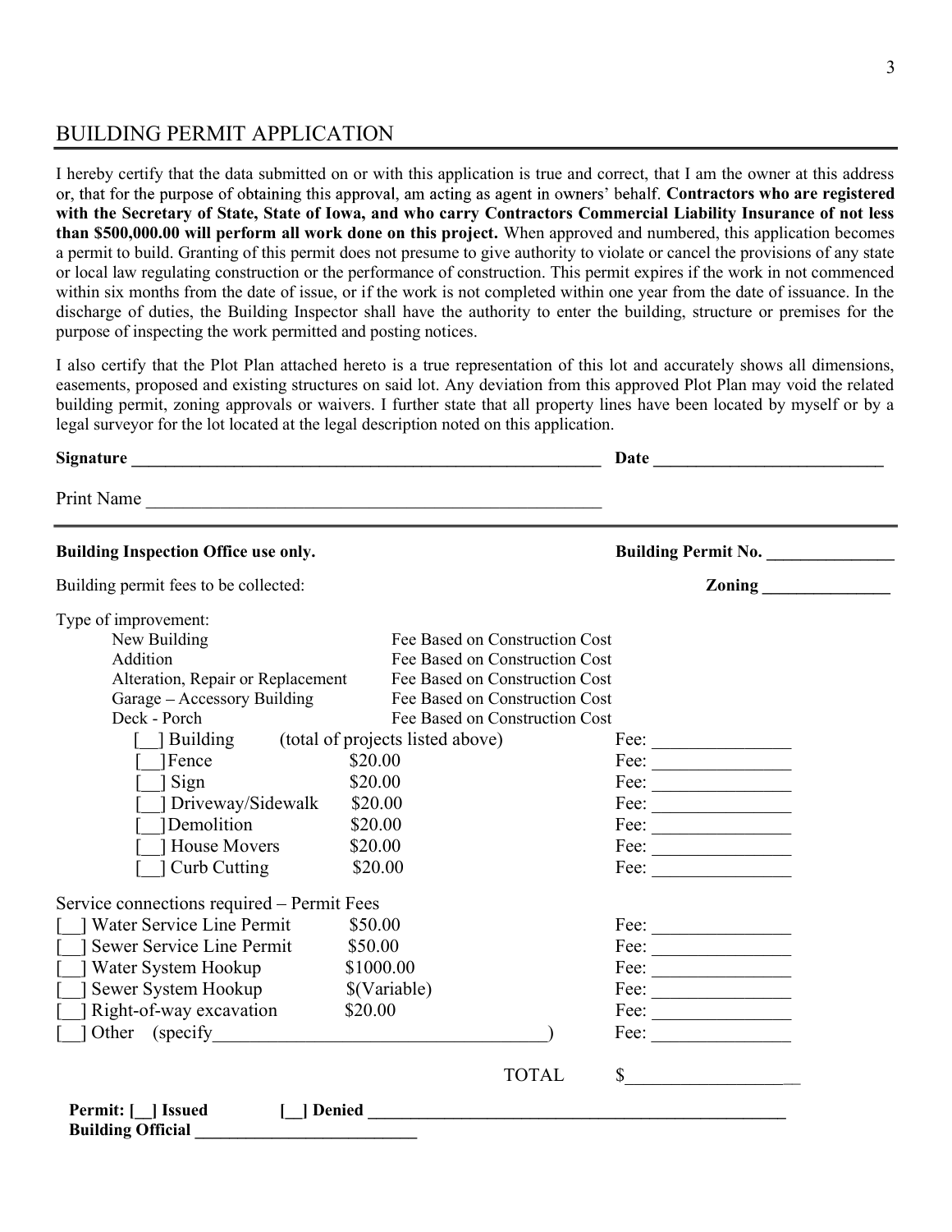## BUILDING PERMIT APPLICATION

I hereby certify that the data submitted on or with this application is true and correct, that I am the owner at this address or, that for the purpose of obtaining this approval, am acting as agent in owners' behalf. **Contractors who are registered with the Secretary of State, State of Iowa, and who carry Contractors Commercial Liability Insurance of not less than $500,000.00 will perform all work done on this project.** When approved and numbered, this application becomes a permit to build. Granting of this permit does not presume to give authority to violate or cancel the provisions of any state or local law regulating construction or the performance of construction. This permit expires if the work in not commenced within six months from the date of issue, or if the work is not completed within one year from the date of issuance. In the discharge of duties, the Building Inspector shall have the authority to enter the building, structure or premises for the purpose of inspecting the work permitted and posting notices.

I also certify that the Plot Plan attached hereto is a true representation of this lot and accurately shows all dimensions, easements, proposed and existing structures on said lot. Any deviation from this approved Plot Plan may void the related building permit, zoning approvals or waivers. I further state that all property lines have been located by myself or by a legal surveyor for the lot located at the legal description noted on this application.

**Signature** ______________________________________________ **Date** ______________________

Print Name ______________________________________________

---

**Building Inspection Office use only.** **Building Permit No.** ______________

Building permit fees to be collected: **Zoning** ______________

Type of improvement:

| Type | Fee Basis | |
|---|---|---|
| New Building | Fee Based on Construction Cost | |
| Addition | Fee Based on Construction Cost | |
| Alteration, Repair or Replacement | Fee Based on Construction Cost | |
| Garage – Accessory Building | Fee Based on Construction Cost | |
| Deck - Porch | Fee Based on Construction Cost | |
| [__] Building | (total of projects listed above) | Fee: ______________ |
| [__]Fence | $20.00 | Fee: ______________ |
| [__] Sign | $20.00 | Fee: ______________ |
| [__] Driveway/Sidewalk | $20.00 | Fee: ______________ |
| [__]Demolition | $20.00 | Fee: ______________ |
| [__] House Movers | $20.00 | Fee: ______________ |
| [__] Curb Cutting | $20.00 | Fee: ______________ |

Service connections required – Permit Fees

| Service | Permit Fee | |
|---|---|---|
| [__] Water Service Line Permit | $50.00 | Fee: ______________ |
| [__] Sewer Service Line Permit | $50.00 | Fee: ______________ |
| [__] Water System Hookup | $1000.00 | Fee: ______________ |
| [__] Sewer System Hookup | $(Variable) | Fee: ______________ |
| [__] Right-of-way excavation | $20.00 | Fee: ______________ |
| [__] Other (specify______________________________) | | Fee: ______________ |
| | TOTAL | $________________ |

**Permit: [__] Issued** **[__] Denied** ______________________________________________

**Building Official** ________________________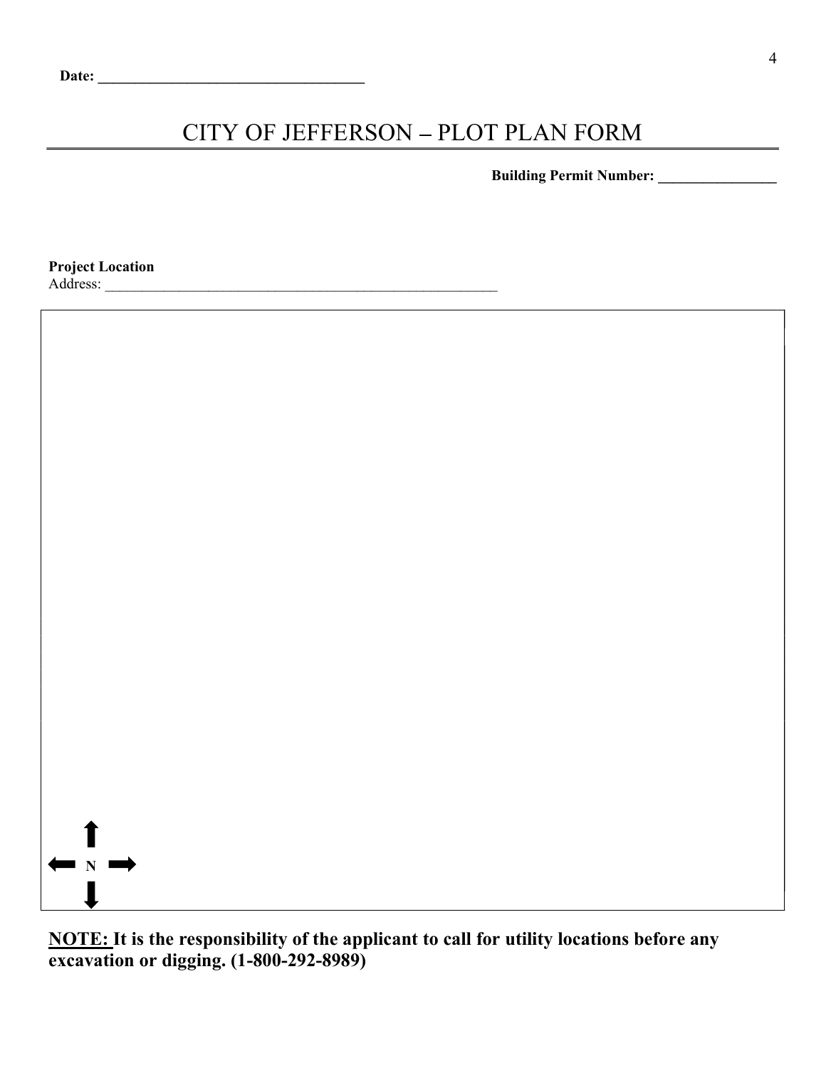**Date: ___________________________________**

# CITY OF JEFFERSON – PLOT PLAN FORM

**Building Permit Number: _______________**

**Project Location**
Address: _____________________________________________________

N

**NOTE:** **It is the responsibility of the applicant to call for utility locations before any excavation or digging. (1-800-292-8989)**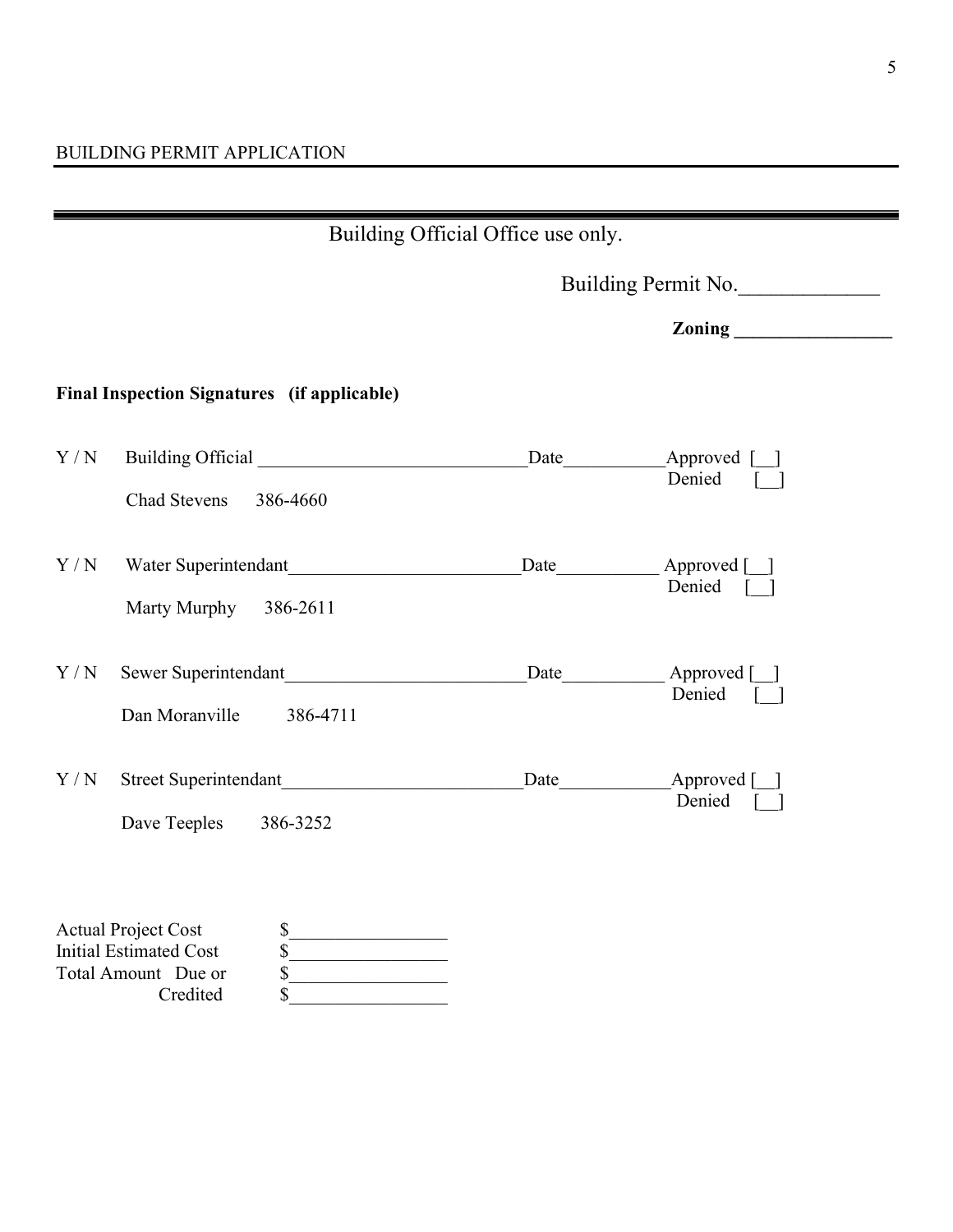BUILDING PERMIT APPLICATION

---

Building Official Office use only.

Building Permit No.\_\_\_\_\_\_\_\_\_\_\_\_\_

**Zoning \_\_\_\_\_\_\_\_\_\_\_\_\_\_\_\_\_**

**Final Inspection Signatures (if applicable)**

Y / N Building Official \_\_\_\_\_\_\_\_\_\_\_\_\_\_\_\_\_\_\_\_\_\_\_\_\_\_\_\_\_\_Date\_\_\_\_\_\_\_\_\_\_\_Approved [__]
Denied [__]

Chad Stevens 386-4660

Y / N Water Superintendant\_\_\_\_\_\_\_\_\_\_\_\_\_\_\_\_\_\_\_\_\_\_\_\_\_Date\_\_\_\_\_\_\_\_\_\_\_ Approved [__]
Denied [__]

Marty Murphy 386-2611

Y / N Sewer Superintendant\_\_\_\_\_\_\_\_\_\_\_\_\_\_\_\_\_\_\_\_\_\_\_\_\_\_Date\_\_\_\_\_\_\_\_\_\_\_ Approved [__]
Denied [__]

Dan Moranville 386-4711

Y / N Street Superintendant\_\_\_\_\_\_\_\_\_\_\_\_\_\_\_\_\_\_\_\_\_\_\_\_\_\_Date\_\_\_\_\_\_\_\_\_\_\_\_Approved [__]
Denied [__]

Dave Teeples 386-3252

Actual Project Cost $\_\_\_\_\_\_\_\_\_\_\_\_\_\_\_\_\_
Initial Estimated Cost $\_\_\_\_\_\_\_\_\_\_\_\_\_\_\_\_\_
Total Amount Due or $\_\_\_\_\_\_\_\_\_\_\_\_\_\_\_\_\_
Credited $\_\_\_\_\_\_\_\_\_\_\_\_\_\_\_\_\_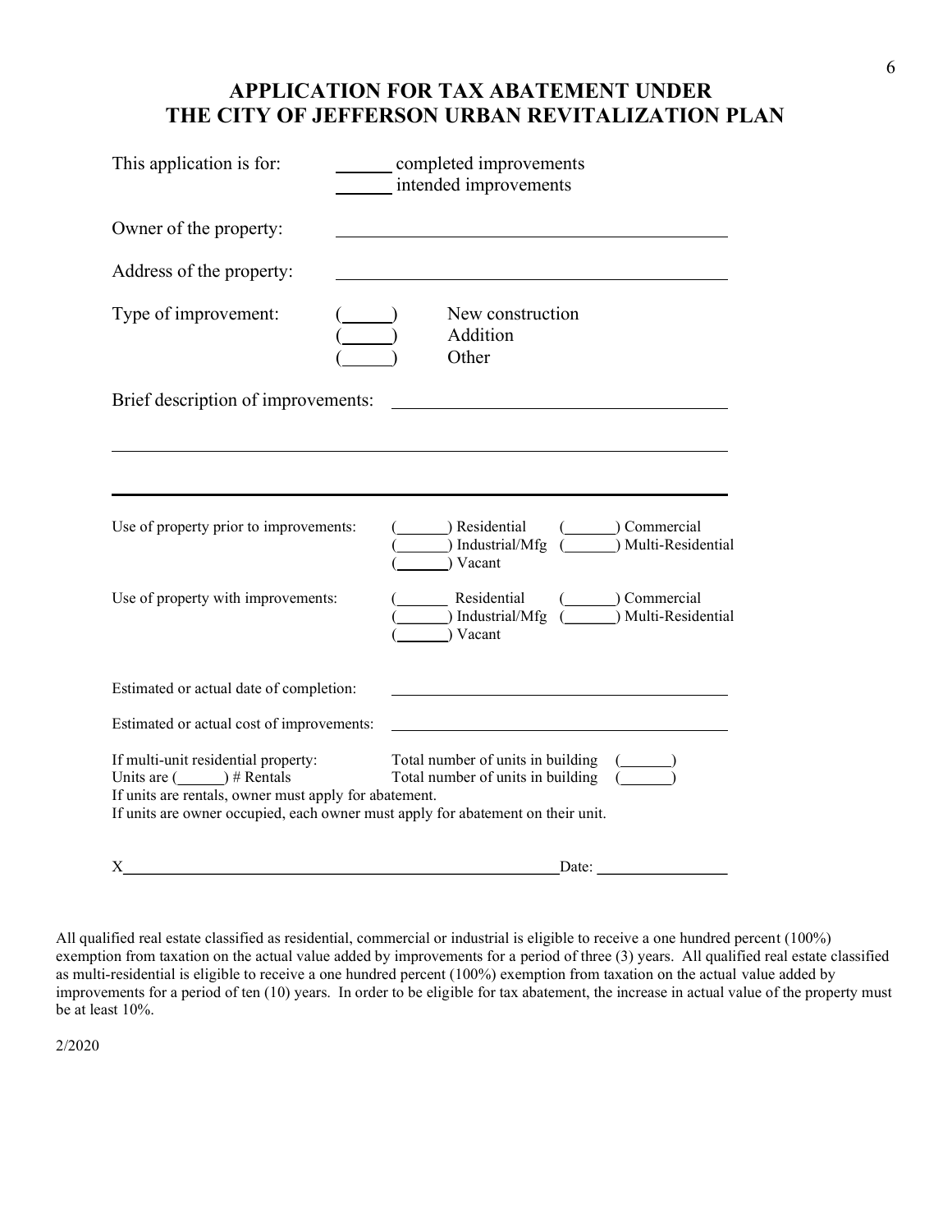# APPLICATION FOR TAX ABATEMENT UNDER THE CITY OF JEFFERSON URBAN REVITALIZATION PLAN

This application is for: ______ completed improvements
______ intended improvements

Owner of the property: ________________________________________

Address of the property: ________________________________________

Type of improvement:
(______) New construction
(______) Addition
(______) Other

Brief description of improvements: ________________________________________

________________________________________________________________________

________________________________________________________________________

Use of property prior to improvements:
(______) Residential (______) Commercial
(______) Industrial/Mfg (______) Multi-Residential
(______) Vacant

Use of property with improvements:
(______ Residential (______) Commercial
(______) Industrial/Mfg (______) Multi-Residential
(______) Vacant

Estimated or actual date of completion: ________________________________________

Estimated or actual cost of improvements: ________________________________________

If multi-unit residential property: Total number of units in building (______)
Units are (______) # Rentals Total number of units in building (______)
If units are rentals, owner must apply for abatement.
If units are owner occupied, each owner must apply for abatement on their unit.

X________________________________________________ Date: ______________

All qualified real estate classified as residential, commercial or industrial is eligible to receive a one hundred percent (100%) exemption from taxation on the actual value added by improvements for a period of three (3) years. All qualified real estate classified as multi-residential is eligible to receive a one hundred percent (100%) exemption from taxation on the actual value added by improvements for a period of ten (10) years. In order to be eligible for tax abatement, the increase in actual value of the property must be at least 10%.

2/2020